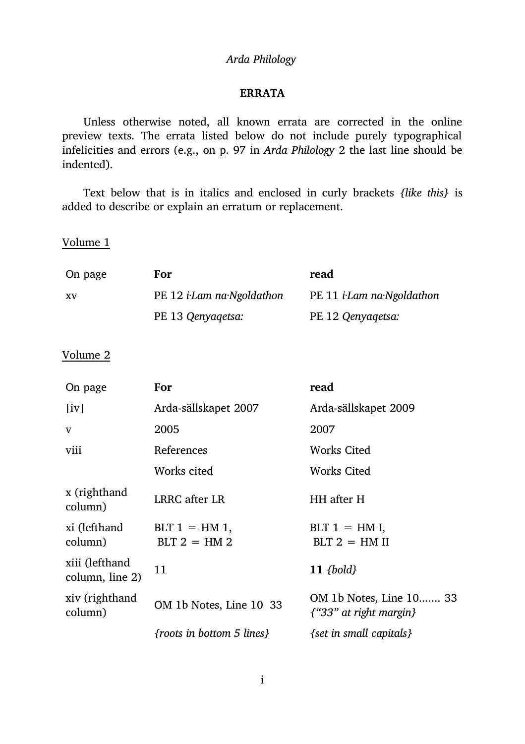*Arda Philology*

## ERRATA

Unless otherwise noted, all known errata are corrected in the online preview texts. The errata listed below do not include purely typographical infelicities and errors (e.g., on p. 97 in *Arda Philology* 2 the last line should be indented).

Text below that is in italics and enclosed in curly brackets *{like this}* is added to describe or explain an erratum or replacement.

<u>Volume 1</u>

| On page | **For** | **read** |
|---|---|---|
| xv | PE 12 *i·Lam na·Ngoldathon* | PE 11 *i·Lam na·Ngoldathon* |
| | PE 13 *Qenyaqetsa:* | PE 12 *Qenyaqetsa:* |

<u>Volume 2</u>

| On page | **For** | **read** |
|---|---|---|
| [iv] | Arda-sällskapet 2007 | Arda-sällskapet 2009 |
| v | 2005 | 2007 |
| viii | References | Works Cited |
| | Works cited | Works Cited |
| x (righthand column) | LRRC after LR | HH after H |
| xi (lefthand column) | BLT 1 = HM 1, BLT 2 = HM 2 | BLT 1 = HM I, BLT 2 = HM II |
| xiii (lefthand column, line 2) | 11 | **11** *{bold}* |
| xiv (righthand column) | OM 1b Notes, Line 10 33 | OM 1b Notes, Line 10....... 33 *{"33" at right margin}* |
| | *{roots in bottom 5 lines}* | *{set in small capitals}* |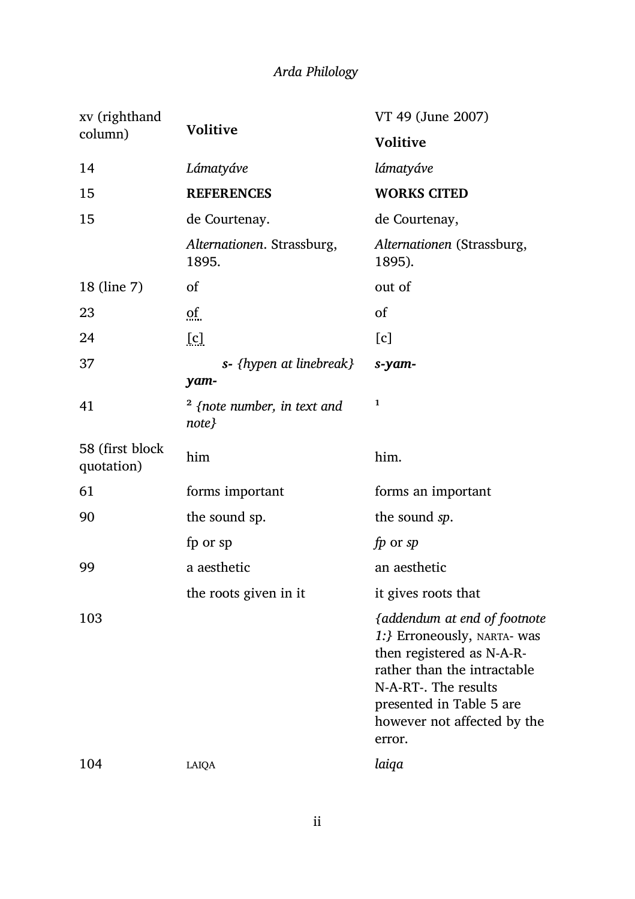| | | |
|---|---|---|
| xv (righthand column) | **Volitive** | VT 49 (June 2007) **Volitive** |
| 14 | *Lámatyáve* | *lámatyáve* |
| 15 | **REFERENCES** | **WORKS CITED** |
| 15 | de Courtenay. | de Courtenay, |
| | *Alternationen*. Strassburg, 1895. | *Alternationen* (Strassburg, 1895). |
| 18 (line 7) | of | out of |
| 23 | of | of |
| 24 | [c] | [c] |
| 37 | ***s-*** *{hypen at linebreak}* ***yam-*** | ***s-yam-*** |
| 41 | ² *{note number, in text and note}* | ¹ |
| 58 (first block quotation) | him | him. |
| 61 | forms important | forms an important |
| 90 | the sound sp. | the sound *sp*. |
| | fp or sp | *fp* or *sp* |
| 99 | a aesthetic | an aesthetic |
| | the roots given in it | it gives roots that |
| 103 | | *{addendum at end of footnote 1:}* Erroneously, NARTA- was then registered as N-A-R- rather than the intractable N-A-RT-. The results presented in Table 5 are however not affected by the error. |
| 104 | LAIQA | *laiqa* |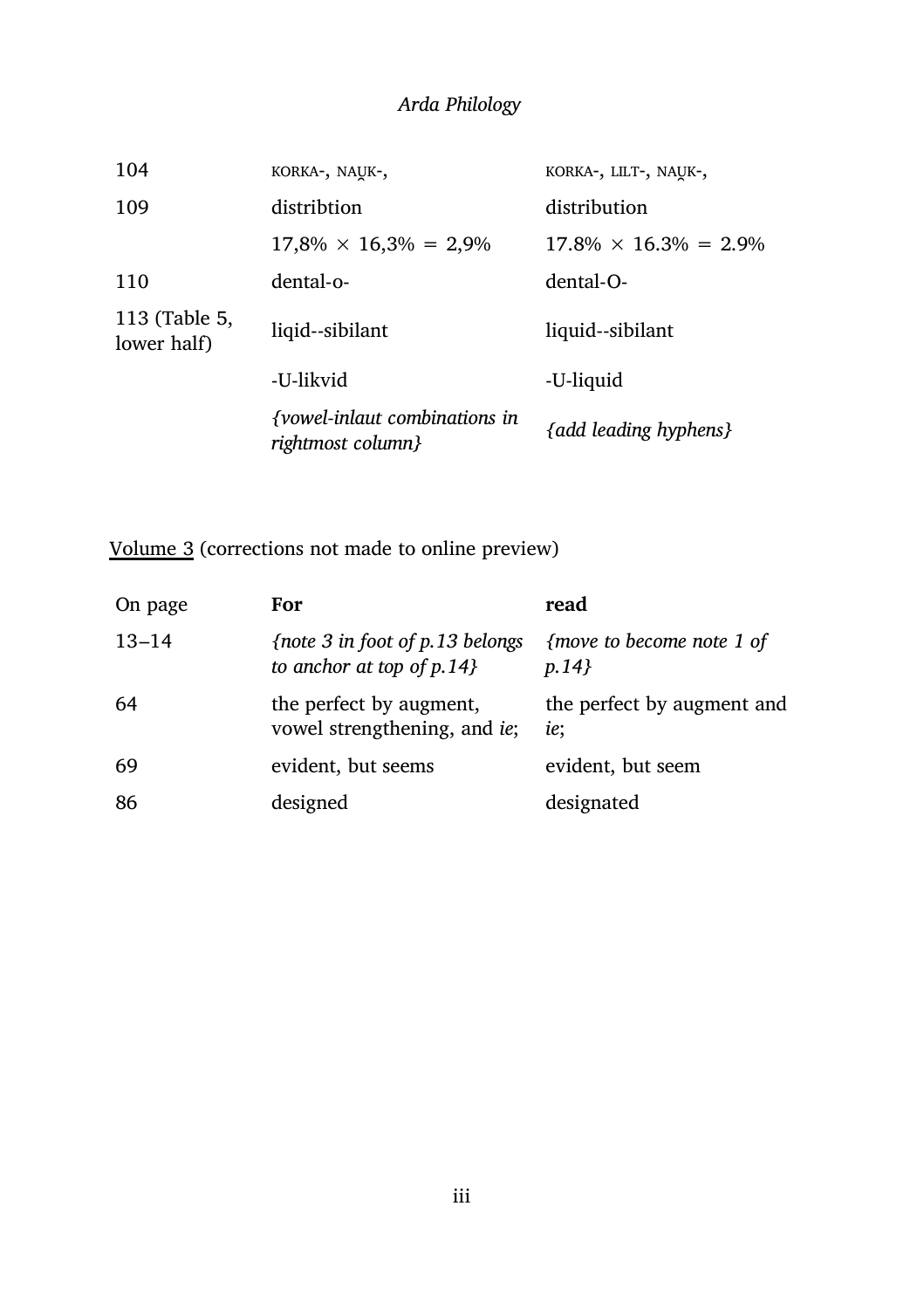| | | |
|---|---|---|
| 104 | KORKA-, NAU̯K-, | KORKA-, LILT-, NAU̯K-, |
| 109 | distribtion | distribution |
| | 17,8% × 16,3% = 2,9% | 17.8% × 16.3% = 2.9% |
| 110 | dental-o- | dental-O- |
| 113 (Table 5, lower half) | liqid--sibilant | liquid--sibilant |
| | -U-likvid | -U-liquid |
| | *{vowel-inlaut combinations in rightmost column}* | *{add leading hyphens}* |

Volume 3 (corrections not made to online preview)

| On page | **For** | **read** |
|---|---|---|
| 13–14 | *{note 3 in foot of p.13 belongs to anchor at top of p.14}* | *{move to become note 1 of p.14}* |
| 64 | the perfect by augment, vowel strengthening, and *ie*; | the perfect by augment and *ie*; |
| 69 | evident, but seems | evident, but seem |
| 86 | designed | designated |